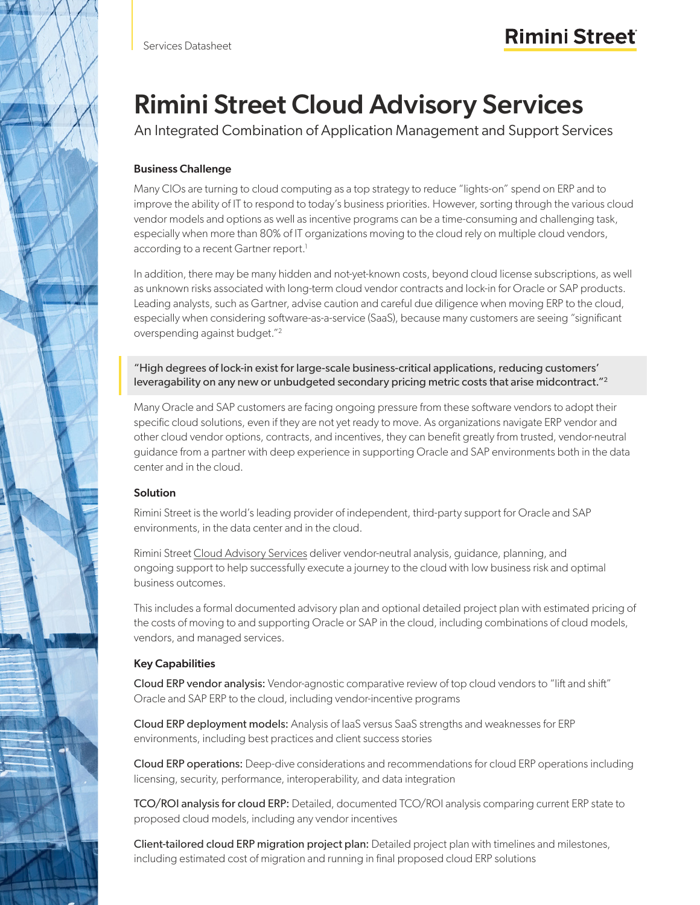Services Datasheet

# Rimini Street Cloud Advisory Services

An Integrated Combination of Application Management and Support Services

### Business Challenge

Many CIOs are turning to cloud computing as a top strategy to reduce "lights-on" spend on ERP and to improve the ability of IT to respond to today's business priorities. However, sorting through the various cloud vendor models and options as well as incentive programs can be a time-consuming and challenging task, especially when more than 80% of IT organizations moving to the cloud rely on multiple cloud vendors, according to a recent Gartner report.[1]

In addition, there may be many hidden and not-yet-known costs, beyond cloud license subscriptions, as well as unknown risks associated with long-term cloud vendor contracts and lock-in for Oracle or SAP products. Leading analysts, such as Gartner, advise caution and careful due diligence when moving ERP to the cloud, especially when considering software-as-a-service (SaaS), because many customers are seeing "significant overspending against budget."[2]

> "High degrees of lock-in exist for large-scale business-critical applications, reducing customers' leveragability on any new or unbudgeted secondary pricing metric costs that arise midcontract."[2]

Many Oracle and SAP customers are facing ongoing pressure from these software vendors to adopt their specific cloud solutions, even if they are not yet ready to move. As organizations navigate ERP vendor and other cloud vendor options, contracts, and incentives, they can benefit greatly from trusted, vendor-neutral guidance from a partner with deep experience in supporting Oracle and SAP environments both in the data center and in the cloud.

### Solution

Rimini Street is the world's leading provider of independent, third-party support for Oracle and SAP environments, in the data center and in the cloud.

Rimini Street Cloud Advisory Services deliver vendor-neutral analysis, guidance, planning, and ongoing support to help successfully execute a journey to the cloud with low business risk and optimal business outcomes.

This includes a formal documented advisory plan and optional detailed project plan with estimated pricing of the costs of moving to and supporting Oracle or SAP in the cloud, including combinations of cloud models, vendors, and managed services.

### Key Capabilities

**Cloud ERP vendor analysis:** Vendor-agnostic comparative review of top cloud vendors to "lift and shift" Oracle and SAP ERP to the cloud, including vendor-incentive programs

**Cloud ERP deployment models:** Analysis of IaaS versus SaaS strengths and weaknesses for ERP environments, including best practices and client success stories

**Cloud ERP operations:** Deep-dive considerations and recommendations for cloud ERP operations including licensing, security, performance, interoperability, and data integration

**TCO/ROI analysis for cloud ERP:** Detailed, documented TCO/ROI analysis comparing current ERP state to proposed cloud models, including any vendor incentives

**Client-tailored cloud ERP migration project plan:** Detailed project plan with timelines and milestones, including estimated cost of migration and running in final proposed cloud ERP solutions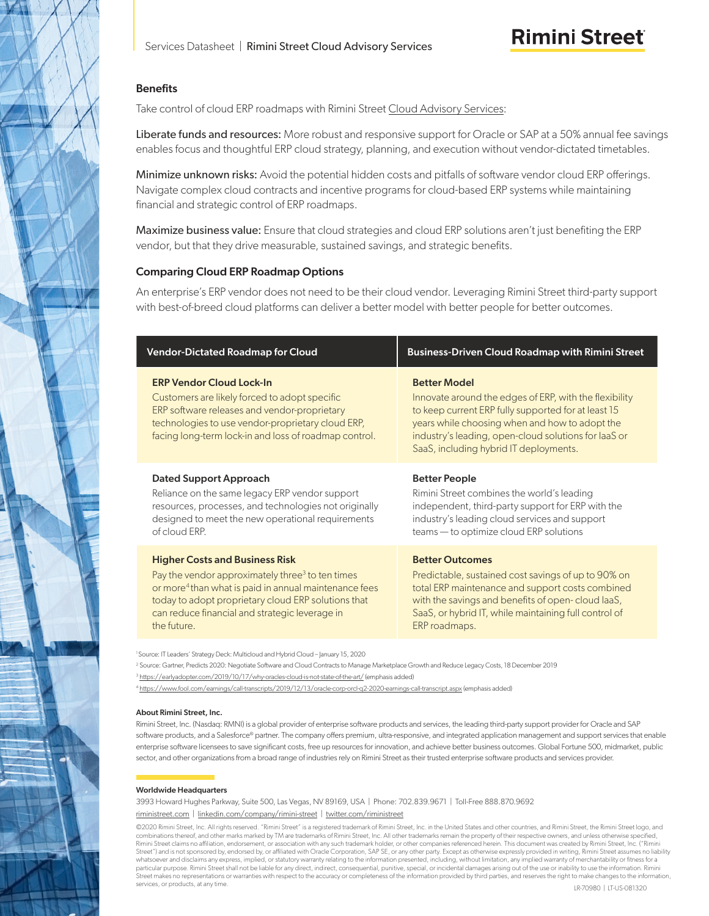### Benefits

Take control of cloud ERP roadmaps with Rimini Street Cloud Advisory Services:

**Liberate funds and resources:** More robust and responsive support for Oracle or SAP at a 50% annual fee savings enables focus and thoughtful ERP cloud strategy, planning, and execution without vendor-dictated timetables.

**Minimize unknown risks:** Avoid the potential hidden costs and pitfalls of software vendor cloud ERP offerings. Navigate complex cloud contracts and incentive programs for cloud-based ERP systems while maintaining financial and strategic control of ERP roadmaps.

**Maximize business value:** Ensure that cloud strategies and cloud ERP solutions aren't just benefiting the ERP vendor, but that they drive measurable, sustained savings, and strategic benefits.

### Comparing Cloud ERP Roadmap Options

An enterprise's ERP vendor does not need to be their cloud vendor. Leveraging Rimini Street third-party support with best-of-breed cloud platforms can deliver a better model with better people for better outcomes.

| Vendor-Dictated Roadmap for Cloud | Business-Driven Cloud Roadmap with Rimini Street |
|---|---|
| **ERP Vendor Cloud Lock-In**<br>Customers are likely forced to adopt specific ERP software releases and vendor-proprietary technologies to use vendor-proprietary cloud ERP, facing long-term lock-in and loss of roadmap control. | **Better Model**<br>Innovate around the edges of ERP, with the flexibility to keep current ERP fully supported for at least 15 years while choosing when and how to adopt the industry's leading, open-cloud solutions for IaaS or SaaS, including hybrid IT deployments. |
| **Dated Support Approach**<br>Reliance on the same legacy ERP vendor support resources, processes, and technologies not originally designed to meet the new operational requirements of cloud ERP. | **Better People**<br>Rimini Street combines the world's leading independent, third-party support for ERP with the industry's leading cloud services and support teams — to optimize cloud ERP solutions |
| **Higher Costs and Business Risk**<br>Pay the vendor approximately three[3] to ten times or more[4] than what is paid in annual maintenance fees today to adopt proprietary cloud ERP solutions that can reduce financial and strategic leverage in the future. | **Better Outcomes**<br>Predictable, sustained cost savings of up to 90% on total ERP maintenance and support costs combined with the savings and benefits of open- cloud IaaS, SaaS, or hybrid IT, while maintaining full control of ERP roadmaps. |

[1] Source: IT Leaders' Strategy Deck: Multicloud and Hybrid Cloud – January 15, 2020

[2] Source: Gartner, Predicts 2020: Negotiate Software and Cloud Contracts to Manage Marketplace Growth and Reduce Legacy Costs, 18 December 2019

[3] https://earlyadopter.com/2019/10/17/why-oracles-cloud-is-not-state-of-the-art/ (emphasis added)

[4] https://www.fool.com/earnings/call-transcripts/2019/12/13/oracle-corp-orcl-q2-2020-earnings-call-transcript.aspx (emphasis added)

#### About Rimini Street, Inc.

Rimini Street, Inc. (Nasdaq: RMNI) is a global provider of enterprise software products and services, the leading third-party support provider for Oracle and SAP software products, and a Salesforce® partner. The company offers premium, ultra-responsive, and integrated application management and support services that enable enterprise software licensees to save significant costs, free up resources for innovation, and achieve better business outcomes. Global Fortune 500, midmarket, public sector, and other organizations from a broad range of industries rely on Rimini Street as their trusted enterprise software products and services provider.

#### Worldwide Headquarters

3993 Howard Hughes Parkway, Suite 500, Las Vegas, NV 89169, USA | Phone: 702.839.9671 | Toll-Free 888.870.9692

riministreet.com | linkedin.com/company/rimini-street | twitter.com/riministreet

©2020 Rimini Street, Inc. All rights reserved. "Rimini Street" is a registered trademark of Rimini Street, Inc. in the United States and other countries, and Rimini Street, the Rimini Street logo, and combinations thereof, and other marks marked by TM are trademarks of Rimini Street, Inc. All other trademarks remain the property of their respective owners, and unless otherwise specified, Rimini Street claims no affiliation, endorsement, or association with any such trademark holder, or other companies referenced herein. This document was created by Rimini Street, Inc. ("Rimini Street") and is not sponsored by, endorsed by, or affiliated with Oracle Corporation, SAP SE, or any other party. Except as otherwise expressly provided in writing, Rimini Street assumes no liability whatsoever and disclaims any express, implied, or statutory warranty relating to the information presented, including, without limitation, any implied warranty of merchantability or fitness for a particular purpose. Rimini Street shall not be liable for any direct, indirect, consequential, punitive, special, or incidental damages arising out of the use or inability to use the information. Rimini Street makes no representations or warranties with respect to the accuracy or completeness of the information provided by third parties, and reserves the right to make changes to the information, services, or products, at any time.

LR-70980 | LT-US-081320